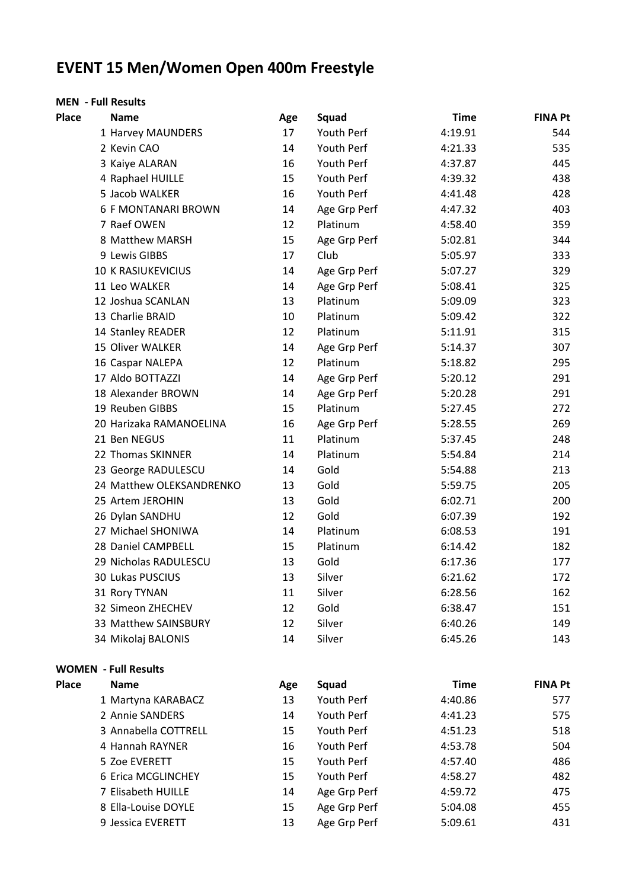# EVENT 15 Men/Women Open 400m Freestyle

**MEN - Full Results**

| Place | Name | Age | Squad | Time | FINA Pt |
|---|---|---|---|---|---|
| 1 | Harvey MAUNDERS | 17 | Youth Perf | 4:19.91 | 544 |
| 2 | Kevin CAO | 14 | Youth Perf | 4:21.33 | 535 |
| 3 | Kaiye ALARAN | 16 | Youth Perf | 4:37.87 | 445 |
| 4 | Raphael HUILLE | 15 | Youth Perf | 4:39.32 | 438 |
| 5 | Jacob WALKER | 16 | Youth Perf | 4:41.48 | 428 |
| 6 | F MONTANARI BROWN | 14 | Age Grp Perf | 4:47.32 | 403 |
| 7 | Raef OWEN | 12 | Platinum | 4:58.40 | 359 |
| 8 | Matthew MARSH | 15 | Age Grp Perf | 5:02.81 | 344 |
| 9 | Lewis GIBBS | 17 | Club | 5:05.97 | 333 |
| 10 | K RASIUKEVICIUS | 14 | Age Grp Perf | 5:07.27 | 329 |
| 11 | Leo WALKER | 14 | Age Grp Perf | 5:08.41 | 325 |
| 12 | Joshua SCANLAN | 13 | Platinum | 5:09.09 | 323 |
| 13 | Charlie BRAID | 10 | Platinum | 5:09.42 | 322 |
| 14 | Stanley READER | 12 | Platinum | 5:11.91 | 315 |
| 15 | Oliver WALKER | 14 | Age Grp Perf | 5:14.37 | 307 |
| 16 | Caspar NALEPA | 12 | Platinum | 5:18.82 | 295 |
| 17 | Aldo BOTTAZZI | 14 | Age Grp Perf | 5:20.12 | 291 |
| 18 | Alexander BROWN | 14 | Age Grp Perf | 5:20.28 | 291 |
| 19 | Reuben GIBBS | 15 | Platinum | 5:27.45 | 272 |
| 20 | Harizaka RAMANOELINA | 16 | Age Grp Perf | 5:28.55 | 269 |
| 21 | Ben NEGUS | 11 | Platinum | 5:37.45 | 248 |
| 22 | Thomas SKINNER | 14 | Platinum | 5:54.84 | 214 |
| 23 | George RADULESCU | 14 | Gold | 5:54.88 | 213 |
| 24 | Matthew OLEKSANDRENKO | 13 | Gold | 5:59.75 | 205 |
| 25 | Artem JEROHIN | 13 | Gold | 6:02.71 | 200 |
| 26 | Dylan SANDHU | 12 | Gold | 6:07.39 | 192 |
| 27 | Michael SHONIWA | 14 | Platinum | 6:08.53 | 191 |
| 28 | Daniel CAMPBELL | 15 | Platinum | 6:14.42 | 182 |
| 29 | Nicholas RADULESCU | 13 | Gold | 6:17.36 | 177 |
| 30 | Lukas PUSCIUS | 13 | Silver | 6:21.62 | 172 |
| 31 | Rory TYNAN | 11 | Silver | 6:28.56 | 162 |
| 32 | Simeon ZHECHEV | 12 | Gold | 6:38.47 | 151 |
| 33 | Matthew SAINSBURY | 12 | Silver | 6:40.26 | 149 |
| 34 | Mikolaj BALONIS | 14 | Silver | 6:45.26 | 143 |

**WOMEN - Full Results**

| Place | Name | Age | Squad | Time | FINA Pt |
|---|---|---|---|---|---|
| 1 | Martyna KARABACZ | 13 | Youth Perf | 4:40.86 | 577 |
| 2 | Annie SANDERS | 14 | Youth Perf | 4:41.23 | 575 |
| 3 | Annabella COTTRELL | 15 | Youth Perf | 4:51.23 | 518 |
| 4 | Hannah RAYNER | 16 | Youth Perf | 4:53.78 | 504 |
| 5 | Zoe EVERETT | 15 | Youth Perf | 4:57.40 | 486 |
| 6 | Erica MCGLINCHEY | 15 | Youth Perf | 4:58.27 | 482 |
| 7 | Elisabeth HUILLE | 14 | Age Grp Perf | 4:59.72 | 475 |
| 8 | Ella-Louise DOYLE | 15 | Age Grp Perf | 5:04.08 | 455 |
| 9 | Jessica EVERETT | 13 | Age Grp Perf | 5:09.61 | 431 |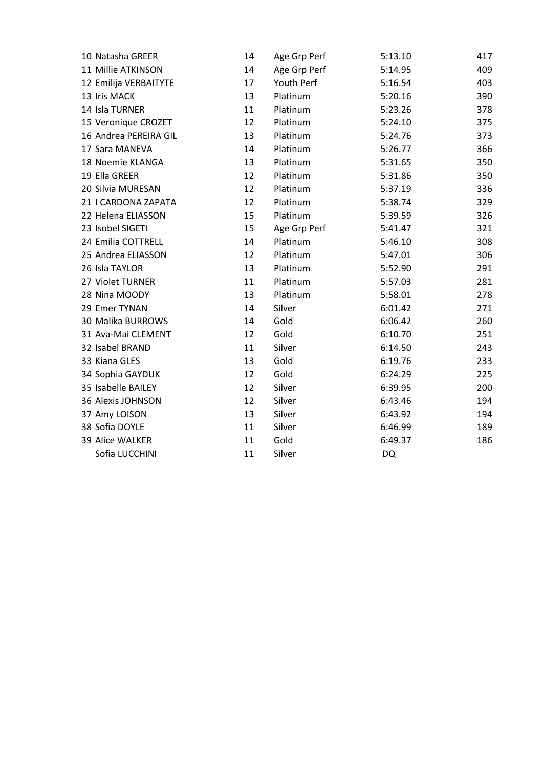| | | | | | |
|---|---|---|---|---|---|
| 10 | Natasha GREER | 14 | Age Grp Perf | 5:13.10 | 417 |
| 11 | Millie ATKINSON | 14 | Age Grp Perf | 5:14.95 | 409 |
| 12 | Emilija VERBAITYTE | 17 | Youth Perf | 5:16.54 | 403 |
| 13 | Iris MACK | 13 | Platinum | 5:20.16 | 390 |
| 14 | Isla TURNER | 11 | Platinum | 5:23.26 | 378 |
| 15 | Veronique CROZET | 12 | Platinum | 5:24.10 | 375 |
| 16 | Andrea PEREIRA GIL | 13 | Platinum | 5:24.76 | 373 |
| 17 | Sara MANEVA | 14 | Platinum | 5:26.77 | 366 |
| 18 | Noemie KLANGA | 13 | Platinum | 5:31.65 | 350 |
| 19 | Ella GREER | 12 | Platinum | 5:31.86 | 350 |
| 20 | Silvia MURESAN | 12 | Platinum | 5:37.19 | 336 |
| 21 | I CARDONA ZAPATA | 12 | Platinum | 5:38.74 | 329 |
| 22 | Helena ELIASSON | 15 | Platinum | 5:39.59 | 326 |
| 23 | Isobel SIGETI | 15 | Age Grp Perf | 5:41.47 | 321 |
| 24 | Emilia COTTRELL | 14 | Platinum | 5:46.10 | 308 |
| 25 | Andrea ELIASSON | 12 | Platinum | 5:47.01 | 306 |
| 26 | Isla TAYLOR | 13 | Platinum | 5:52.90 | 291 |
| 27 | Violet TURNER | 11 | Platinum | 5:57.03 | 281 |
| 28 | Nina MOODY | 13 | Platinum | 5:58.01 | 278 |
| 29 | Emer TYNAN | 14 | Silver | 6:01.42 | 271 |
| 30 | Malika BURROWS | 14 | Gold | 6:06.42 | 260 |
| 31 | Ava-Mai CLEMENT | 12 | Gold | 6:10.70 | 251 |
| 32 | Isabel BRAND | 11 | Silver | 6:14.50 | 243 |
| 33 | Kiana GLES | 13 | Gold | 6:19.76 | 233 |
| 34 | Sophia GAYDUK | 12 | Gold | 6:24.29 | 225 |
| 35 | Isabelle BAILEY | 12 | Silver | 6:39.95 | 200 |
| 36 | Alexis JOHNSON | 12 | Silver | 6:43.46 | 194 |
| 37 | Amy LOISON | 13 | Silver | 6:43.92 | 194 |
| 38 | Sofia DOYLE | 11 | Silver | 6:46.99 | 189 |
| 39 | Alice WALKER | 11 | Gold | 6:49.37 | 186 |
| | Sofia LUCCHINI | 11 | Silver | DQ | |